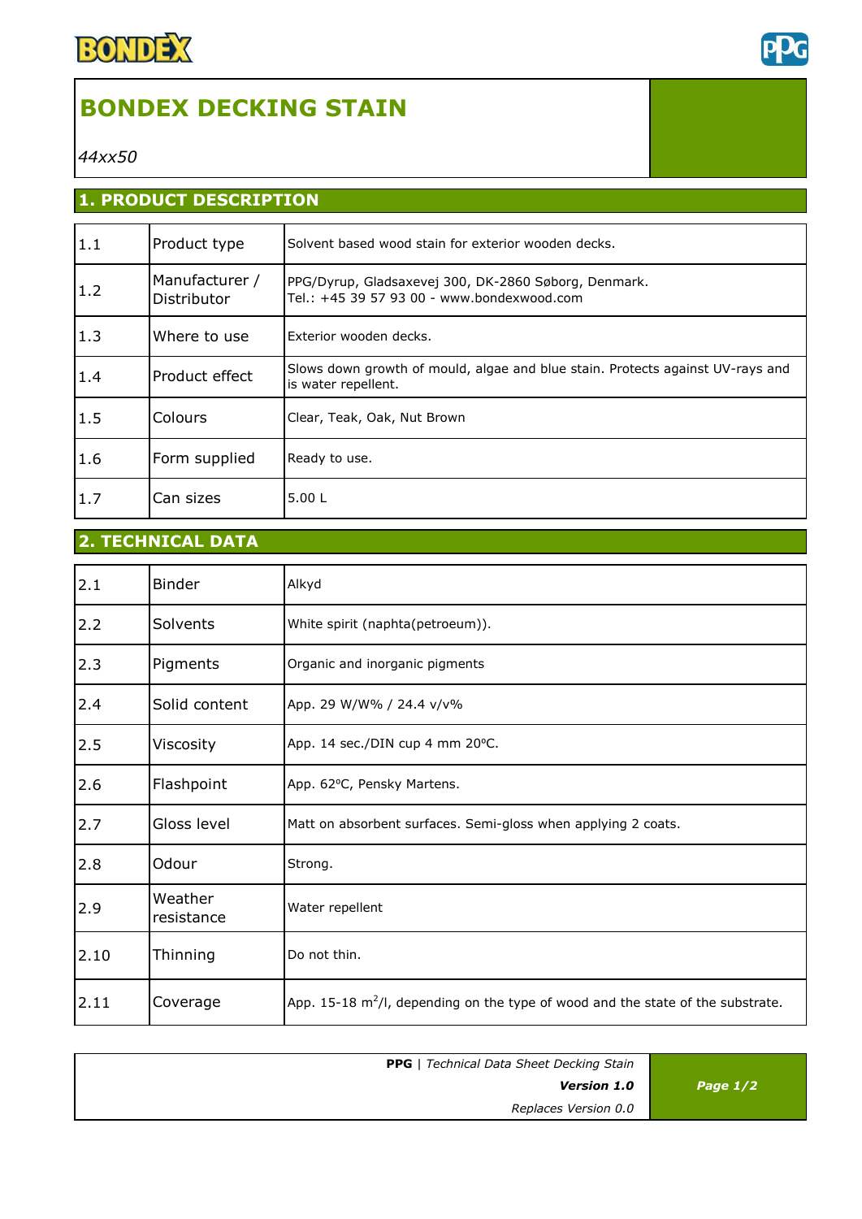# BONDEX DECKING STAIN

*44xx50*

## 1. PRODUCT DESCRIPTION

| | | |
|---|---|---|
| 1.1 | Product type | Solvent based wood stain for exterior wooden decks. |
| 1.2 | Manufacturer / Distributor | PPG/Dyrup, Gladsaxevej 300, DK-2860 Søborg, Denmark. Tel.: +45 39 57 93 00 - www.bondexwood.com |
| 1.3 | Where to use | Exterior wooden decks. |
| 1.4 | Product effect | Slows down growth of mould, algae and blue stain. Protects against UV-rays and is water repellent. |
| 1.5 | Colours | Clear, Teak, Oak, Nut Brown |
| 1.6 | Form supplied | Ready to use. |
| 1.7 | Can sizes | 5.00 L |

## 2. TECHNICAL DATA

| | | |
|---|---|---|
| 2.1 | Binder | Alkyd |
| 2.2 | Solvents | White spirit (naphta(petreoum)). |
| 2.3 | Pigments | Organic and inorganic pigments |
| 2.4 | Solid content | App. 29 W/W% / 24.4 v/v% |
| 2.5 | Viscosity | App. 14 sec./DIN cup 4 mm 20ºC. |
| 2.6 | Flashpoint | App. 62ºC, Pensky Martens. |
| 2.7 | Gloss level | Matt on absorbent surfaces. Semi-gloss when applying 2 coats. |
| 2.8 | Odour | Strong. |
| 2.9 | Weather resistance | Water repellent |
| 2.10 | Thinning | Do not thin. |
| 2.11 | Coverage | App. 15-18 $m^2$/l, depending on the type of wood and the state of the substrate. |

**PPG** | *Technical Data Sheet Decking Stain*
***Version 1.0***
*Replaces Version 0.0*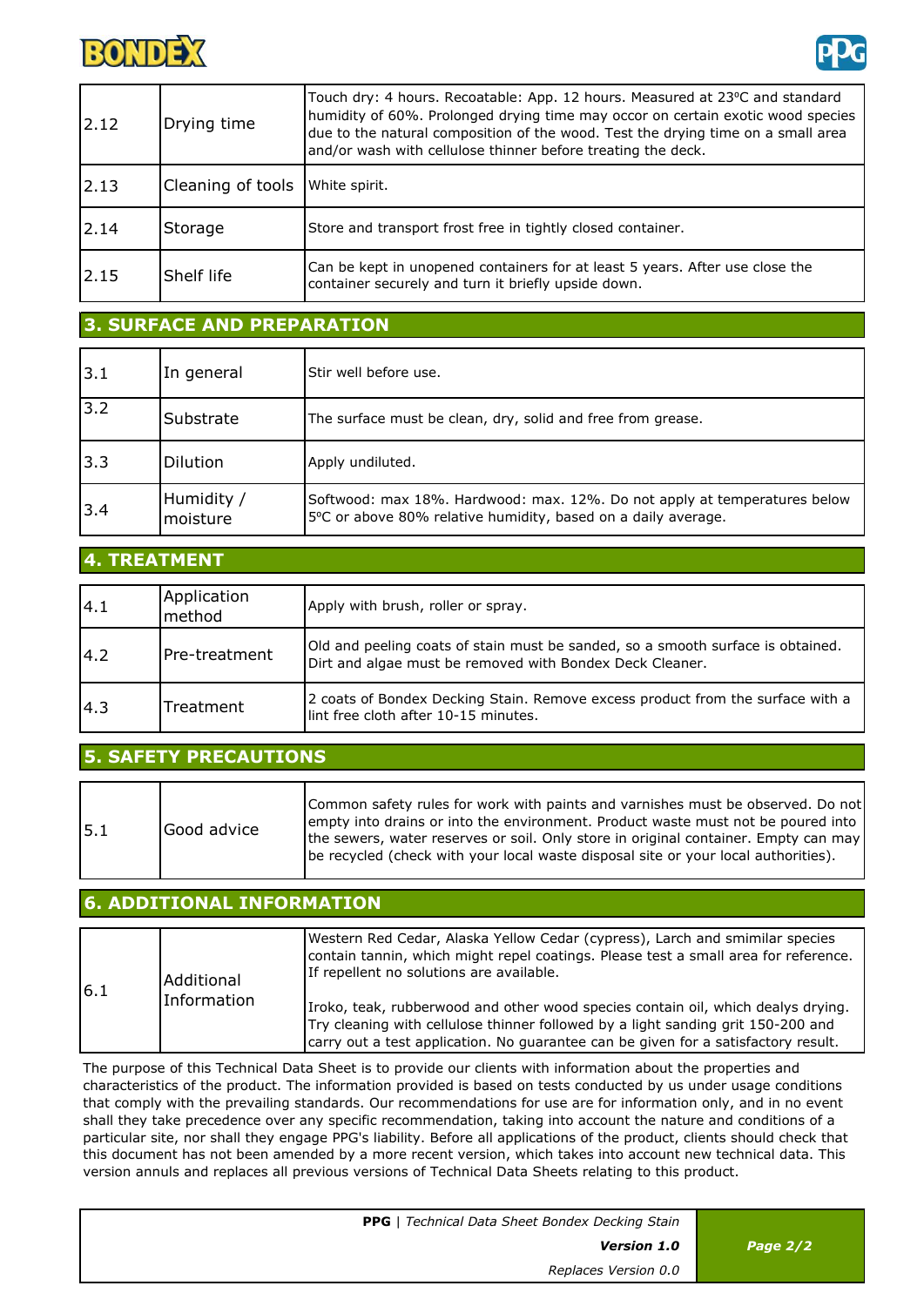| | | |
|---|---|---|
| 2.12 | Drying time | Touch dry: 4 hours. Recoatable: App. 12 hours. Measured at 23ºC and standard humidity of 60%. Prolonged drying time may occor on certain exotic wood species due to the natural composition of the wood. Test the drying time on a small area and/or wash with cellulose thinner before treating the deck. |
| 2.13 | Cleaning of tools | White spirit. |
| 2.14 | Storage | Store and transport frost free in tightly closed container. |
| 2.15 | Shelf life | Can be kept in unopened containers for at least 5 years. After use close the container securely and turn it briefly upside down. |

## 3. SURFACE AND PREPARATION

| | | |
|---|---|---|
| 3.1 | In general | Stir well before use. |
| 3.2 | Substrate | The surface must be clean, dry, solid and free from grease. |
| 3.3 | Dilution | Apply undiluted. |
| 3.4 | Humidity / moisture | Softwood: max 18%. Hardwood: max. 12%. Do not apply at temperatures below 5ºC or above 80% relative humidity, based on a daily average. |

## 4. TREATMENT

| | | |
|---|---|---|
| 4.1 | Application method | Apply with brush, roller or spray. |
| 4.2 | Pre-treatment | Old and peeling coats of stain must be sanded, so a smooth surface is obtained. Dirt and algae must be removed with Bondex Deck Cleaner. |
| 4.3 | Treatment | 2 coats of Bondex Decking Stain. Remove excess product from the surface with a lint free cloth after 10-15 minutes. |

## 5. SAFETY PRECAUTIONS

| | | |
|---|---|---|
| 5.1 | Good advice | Common safety rules for work with paints and varnishes must be observed. Do not empty into drains or into the environment. Product waste must not be poured into the sewers, water reserves or soil. Only store in original container. Empty can may be recycled (check with your local waste disposal site or your local authorities). |

## 6. ADDITIONAL INFORMATION

| | | |
|---|---|---|
| 6.1 | Additional Information | Western Red Cedar, Alaska Yellow Cedar (cypress), Larch and smimilar species contain tannin, which might repel coatings. Please test a small area for reference. If repellent no solutions are available.<br><br>Iroko, teak, rubberwood and other wood species contain oil, which dealys drying. Try cleaning with cellulose thinner followed by a light sanding grit 150-200 and carry out a test application. No guarantee can be given for a satisfactory result. |

The purpose of this Technical Data Sheet is to provide our clients with information about the properties and characteristics of the product. The information provided is based on tests conducted by us under usage conditions that comply with the prevailing standards. Our recommendations for use are for information only, and in no event shall they take precedence over any specific recommendation, taking into account the nature and conditions of a particular site, nor shall they engage PPG's liability. Before all applications of the product, clients should check that this document has not been amended by a more recent version, which takes into account new technical data. This version annuls and replaces all previous versions of Technical Data Sheets relating to this product.

**PPG** | *Technical Data Sheet Bondex Decking Stain*

***Version 1.0***

*Replaces Version 0.0*